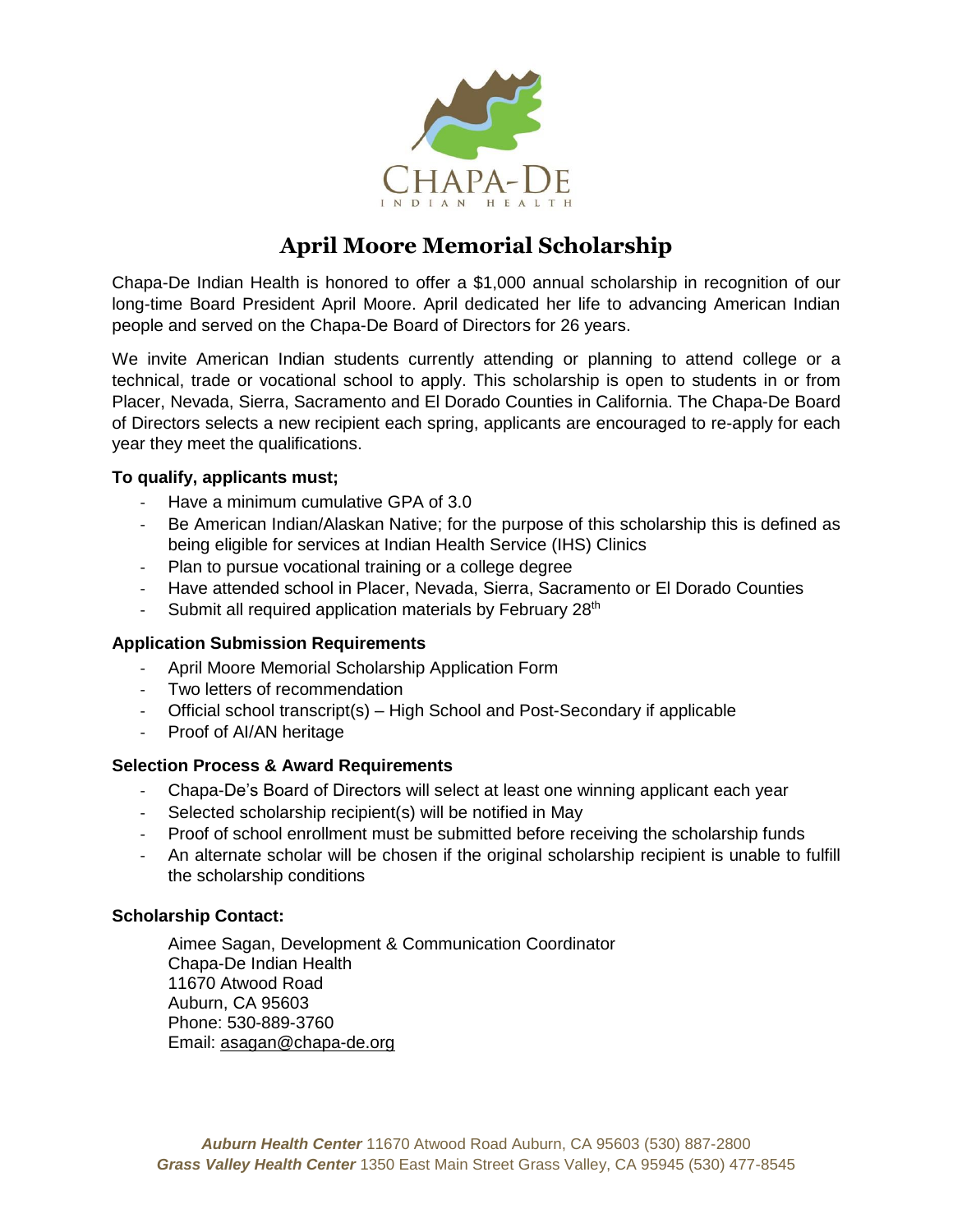CHAPA-DE

INDIAN HEALTH

# April Moore Memorial Scholarship

Chapa-De Indian Health is honored to offer a $1,000 annual scholarship in recognition of our long-time Board President April Moore. April dedicated her life to advancing American Indian people and served on the Chapa-De Board of Directors for 26 years.

We invite American Indian students currently attending or planning to attend college or a technical, trade or vocational school to apply. This scholarship is open to students in or from Placer, Nevada, Sierra, Sacramento and El Dorado Counties in California. The Chapa-De Board of Directors selects a new recipient each spring, applicants are encouraged to re-apply for each year they meet the qualifications.

**To qualify, applicants must;**

- Have a minimum cumulative GPA of 3.0
- Be American Indian/Alaskan Native; for the purpose of this scholarship this is defined as being eligible for services at Indian Health Service (IHS) Clinics
- Plan to pursue vocational training or a college degree
- Have attended school in Placer, Nevada, Sierra, Sacramento or El Dorado Counties
- Submit all required application materials by February 28th

**Application Submission Requirements**

- April Moore Memorial Scholarship Application Form
- Two letters of recommendation
- Official school transcript(s) – High School and Post-Secondary if applicable
- Proof of AI/AN heritage

**Selection Process & Award Requirements**

- Chapa-De's Board of Directors will select at least one winning applicant each year
- Selected scholarship recipient(s) will be notified in May
- Proof of school enrollment must be submitted before receiving the scholarship funds
- An alternate scholar will be chosen if the original scholarship recipient is unable to fulfill the scholarship conditions

**Scholarship Contact:**

Aimee Sagan, Development & Communication Coordinator
Chapa-De Indian Health
11670 Atwood Road
Auburn, CA 95603
Phone: 530-889-3760
Email: asagan@chapa-de.org

***Auburn Health Center*** 11670 Atwood Road Auburn, CA 95603 (530) 887-2800
***Grass Valley Health Center*** 1350 East Main Street Grass Valley, CA 95945 (530) 477-8545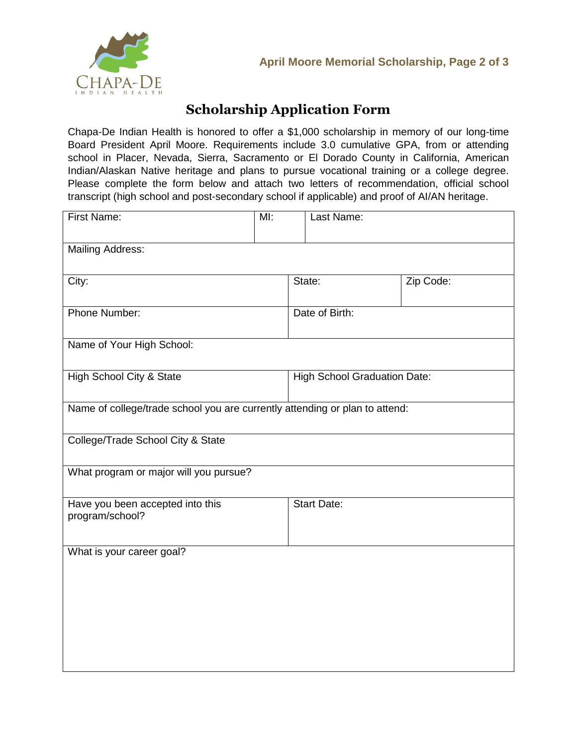# Scholarship Application Form

Chapa-De Indian Health is honored to offer a $1,000 scholarship in memory of our long-time Board President April Moore. Requirements include 3.0 cumulative GPA, from or attending school in Placer, Nevada, Sierra, Sacramento or El Dorado County in California, American Indian/Alaskan Native heritage and plans to pursue vocational training or a college degree. Please complete the form below and attach two letters of recommendation, official school transcript (high school and post-secondary school if applicable) and proof of AI/AN heritage.

| First Name: | MI: | Last Name: |
|---|---|---|
| Mailing Address: | | |
| City: | State: | Zip Code: |
| Phone Number: | Date of Birth: | |
| Name of Your High School: | | |
| High School City & State | High School Graduation Date: | |
| Name of college/trade school you are currently attending or plan to attend: | | |
| College/Trade School City & State | | |
| What program or major will you pursue? | | |
| Have you been accepted into this program/school? | Start Date: | |
| What is your career goal? | | |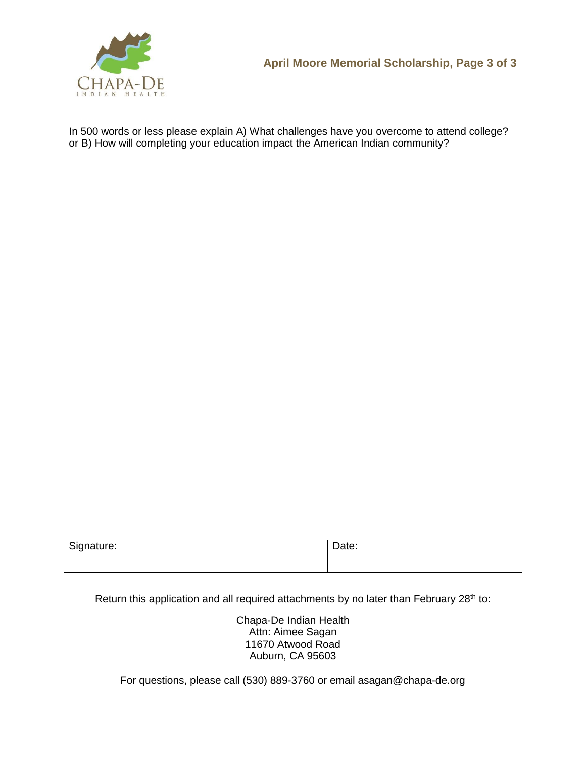| In 500 words or less please explain A) What challenges have you overcome to attend college? or B) How will completing your education impact the American Indian community? | |
|---|---|
| Signature: | Date: |

Return this application and all required attachments by no later than February 28th to:

Chapa-De Indian Health
Attn: Aimee Sagan
11670 Atwood Road
Auburn, CA 95603

For questions, please call (530) 889-3760 or email asagan@chapa-de.org